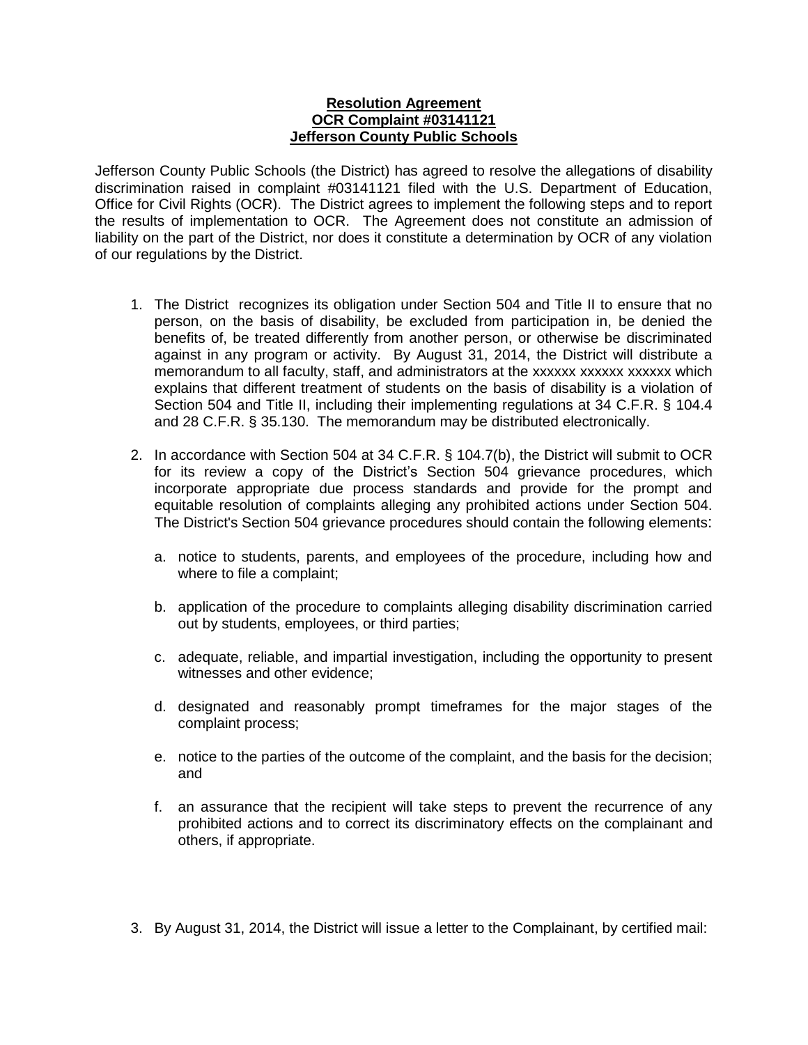**Resolution Agreement**
**OCR Complaint #03141121**
**Jefferson County Public Schools**

Jefferson County Public Schools (the District) has agreed to resolve the allegations of disability discrimination raised in complaint #03141121 filed with the U.S. Department of Education, Office for Civil Rights (OCR). The District agrees to implement the following steps and to report the results of implementation to OCR. The Agreement does not constitute an admission of liability on the part of the District, nor does it constitute a determination by OCR of any violation of our regulations by the District.

1. The District recognizes its obligation under Section 504 and Title II to ensure that no person, on the basis of disability, be excluded from participation in, be denied the benefits of, be treated differently from another person, or otherwise be discriminated against in any program or activity. By August 31, 2014, the District will distribute a memorandum to all faculty, staff, and administrators at the xxxxxx xxxxxx xxxxxx which explains that different treatment of students on the basis of disability is a violation of Section 504 and Title II, including their implementing regulations at 34 C.F.R. § 104.4 and 28 C.F.R. § 35.130. The memorandum may be distributed electronically.

2. In accordance with Section 504 at 34 C.F.R. § 104.7(b), the District will submit to OCR for its review a copy of the District's Section 504 grievance procedures, which incorporate appropriate due process standards and provide for the prompt and equitable resolution of complaints alleging any prohibited actions under Section 504. The District's Section 504 grievance procedures should contain the following elements:

   a. notice to students, parents, and employees of the procedure, including how and where to file a complaint;

   b. application of the procedure to complaints alleging disability discrimination carried out by students, employees, or third parties;

   c. adequate, reliable, and impartial investigation, including the opportunity to present witnesses and other evidence;

   d. designated and reasonably prompt timeframes for the major stages of the complaint process;

   e. notice to the parties of the outcome of the complaint, and the basis for the decision; and

   f. an assurance that the recipient will take steps to prevent the recurrence of any prohibited actions and to correct its discriminatory effects on the complainant and others, if appropriate.

3. By August 31, 2014, the District will issue a letter to the Complainant, by certified mail: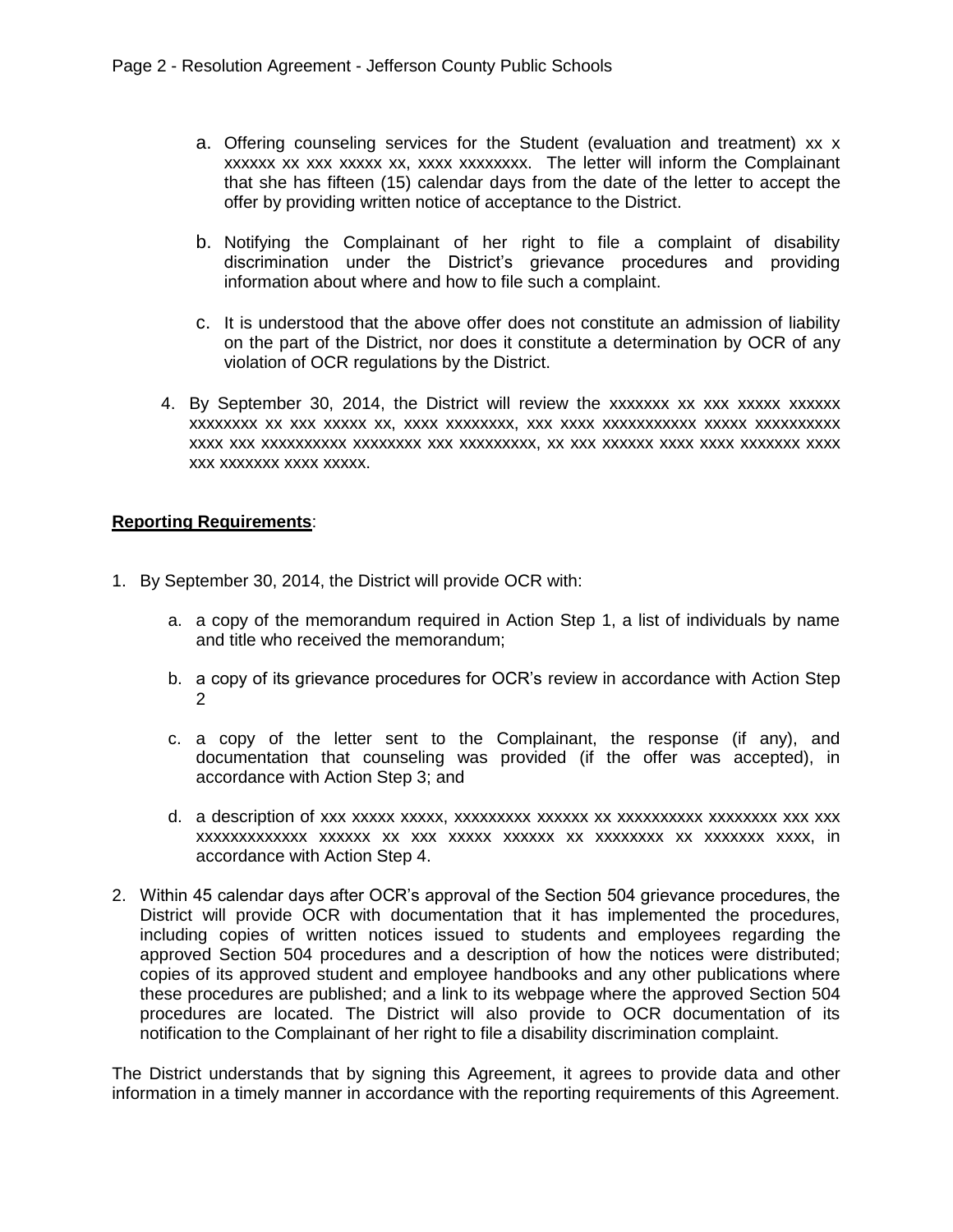a. Offering counseling services for the Student (evaluation and treatment) xx x xxxxxx xx xxx xxxxx xx, xxxx xxxxxxxx. The letter will inform the Complainant that she has fifteen (15) calendar days from the date of the letter to accept the offer by providing written notice of acceptance to the District.

b. Notifying the Complainant of her right to file a complaint of disability discrimination under the District's grievance procedures and providing information about where and how to file such a complaint.

c. It is understood that the above offer does not constitute an admission of liability on the part of the District, nor does it constitute a determination by OCR of any violation of OCR regulations by the District.

4. By September 30, 2014, the District will review the xxxxxxx xx xxx xxxxx xxxxxx xxxxxxxx xx xxx xxxxx xx, xxxx xxxxxxxx, xxx xxxx xxxxxxxxxxx xxxxx xxxxxxxxxx xxxx xxx xxxxxxxxxx xxxxxxxx xxx xxxxxxxxx, xx xxx xxxxxx xxxx xxxx xxxxxxx xxxx xxx xxxxxxx xxxx xxxxx.

**Reporting Requirements**:

1. By September 30, 2014, the District will provide OCR with:

   a. a copy of the memorandum required in Action Step 1, a list of individuals by name and title who received the memorandum;

   b. a copy of its grievance procedures for OCR's review in accordance with Action Step 2

   c. a copy of the letter sent to the Complainant, the response (if any), and documentation that counseling was provided (if the offer was accepted), in accordance with Action Step 3; and

   d. a description of xxx xxxxx xxxxx, xxxxxxxxx xxxxxx xx xxxxxxxxxx xxxxxxxx xxx xxx xxxxxxxxxxxxx xxxxxx xx xxx xxxxx xxxxxx xx xxxxxxxx xx xxxxxxx xxxx, in accordance with Action Step 4.

2. Within 45 calendar days after OCR's approval of the Section 504 grievance procedures, the District will provide OCR with documentation that it has implemented the procedures, including copies of written notices issued to students and employees regarding the approved Section 504 procedures and a description of how the notices were distributed; copies of its approved student and employee handbooks and any other publications where these procedures are published; and a link to its webpage where the approved Section 504 procedures are located. The District will also provide to OCR documentation of its notification to the Complainant of her right to file a disability discrimination complaint.

The District understands that by signing this Agreement, it agrees to provide data and other information in a timely manner in accordance with the reporting requirements of this Agreement.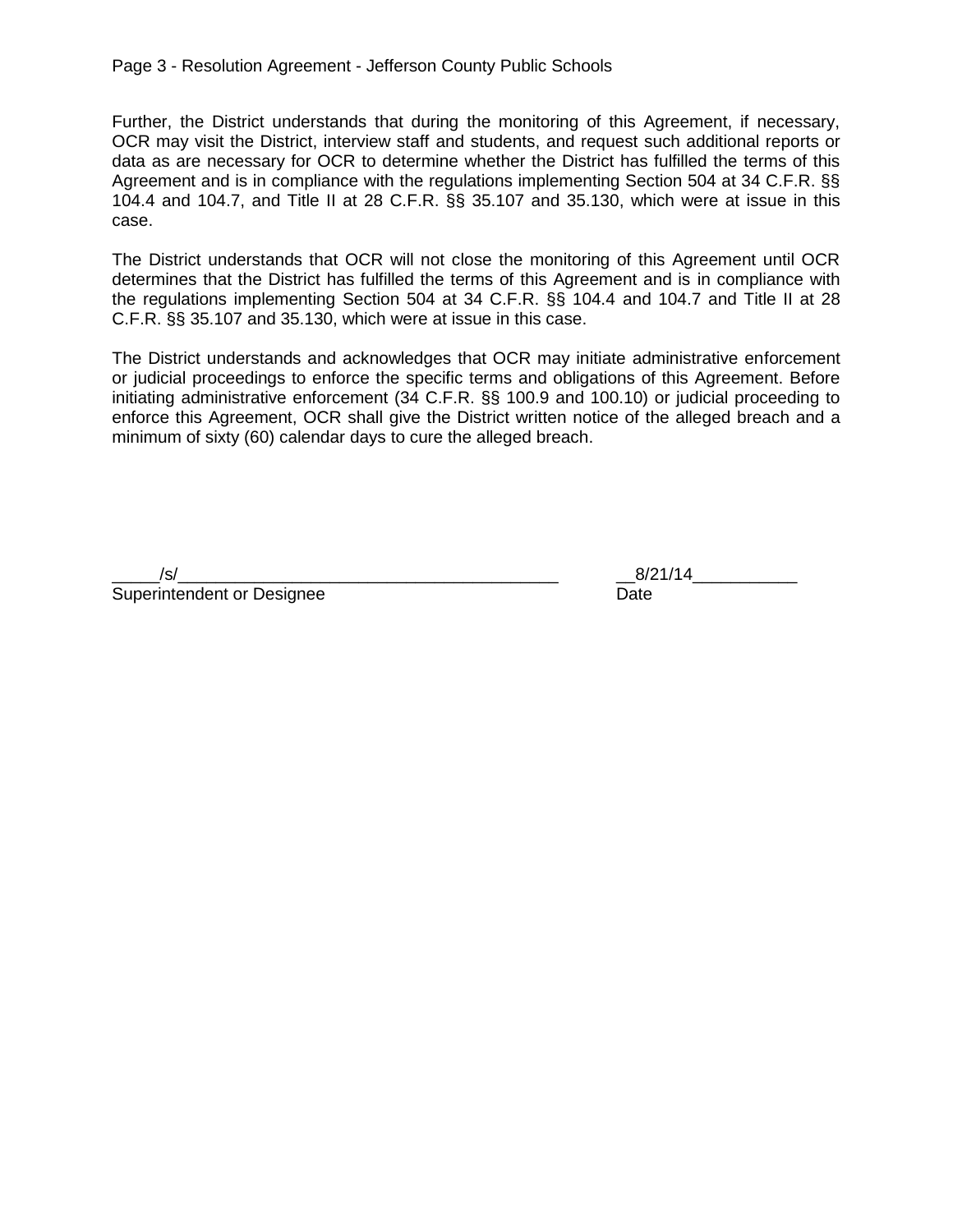Further, the District understands that during the monitoring of this Agreement, if necessary, OCR may visit the District, interview staff and students, and request such additional reports or data as are necessary for OCR to determine whether the District has fulfilled the terms of this Agreement and is in compliance with the regulations implementing Section 504 at 34 C.F.R. §§ 104.4 and 104.7, and Title II at 28 C.F.R. §§ 35.107 and 35.130, which were at issue in this case.

The District understands that OCR will not close the monitoring of this Agreement until OCR determines that the District has fulfilled the terms of this Agreement and is in compliance with the regulations implementing Section 504 at 34 C.F.R. §§ 104.4 and 104.7 and Title II at 28 C.F.R. §§ 35.107 and 35.130, which were at issue in this case.

The District understands and acknowledges that OCR may initiate administrative enforcement or judicial proceedings to enforce the specific terms and obligations of this Agreement. Before initiating administrative enforcement (34 C.F.R. §§ 100.9 and 100.10) or judicial proceeding to enforce this Agreement, OCR shall give the District written notice of the alleged breach and a minimum of sixty (60) calendar days to cure the alleged breach.

_____/s/________________________________________ __8/21/14___________

Superintendent or Designee Date